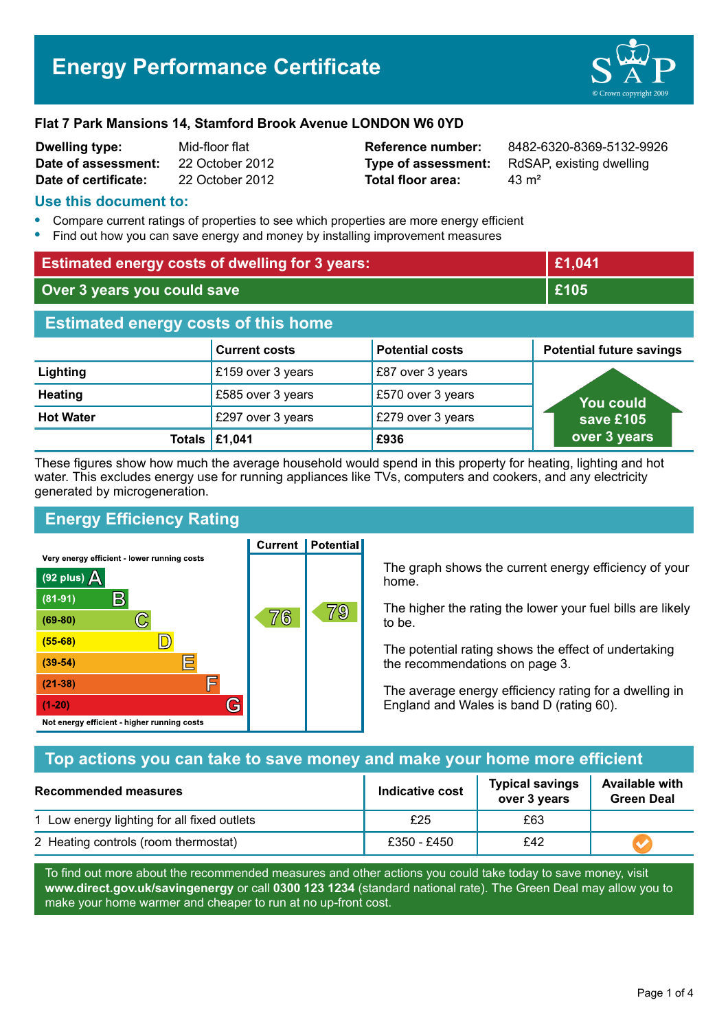# Energy Performance Certificate

**Flat 7 Park Mansions 14, Stamford Brook Avenue LONDON W6 0YD**

| | | | |
|---|---|---|---|
| **Dwelling type:** | Mid-floor flat | **Reference number:** | 8482-6320-8369-5132-9926 |
| **Date of assessment:** | 22 October 2012 | **Type of assessment:** | RdSAP, existing dwelling |
| **Date of certificate:** | 22 October 2012 | **Total floor area:** | 43 m² |

## Use this document to:

- Compare current ratings of properties to see which properties are more energy efficient
- Find out how you can save energy and money by installing improvement measures

| | |
|---|---|
| **Estimated energy costs of dwelling for 3 years:** | **£1,041** |
| **Over 3 years you could save** | **£105** |

## Estimated energy costs of this home

| | Current costs | Potential costs | Potential future savings |
|---|---|---|---|
| **Lighting** | £159 over 3 years | £87 over 3 years | You could save £105 over 3 years |
| **Heating** | £585 over 3 years | £570 over 3 years | |
| **Hot Water** | £297 over 3 years | £279 over 3 years | |
| **Totals** | **£1,041** | **£936** | |

These figures show how much the average household would spend in this property for heating, lighting and hot water. This excludes energy use for running appliances like TVs, computers and cookers, and any electricity generated by microgeneration.

## Energy Efficiency Rating

| Rating band | Current | Potential |
|---|---|---|
| Very energy efficient - lower running costs | | |
| (92 plus) A | | |
| (81-91) B | | |
| (69-80) C | 76 | 79 |
| (55-68) D | | |
| (39-54) E | | |
| (21-38) F | | |
| (1-20) G | | |
| Not energy efficient - higher running costs | | |

The graph shows the current energy efficiency of your home.

The higher the rating the lower your fuel bills are likely to be.

The potential rating shows the effect of undertaking the recommendations on page 3.

The average energy efficiency rating for a dwelling in England and Wales is band D (rating 60).

## Top actions you can take to save money and make your home more efficient

| Recommended measures | Indicative cost | Typical savings over 3 years | Available with Green Deal |
|---|---|---|---|
| 1 Low energy lighting for all fixed outlets | £25 | £63 | |
| 2 Heating controls (room thermostat) | £350 - £450 | £42 | ✓ |

To find out more about the recommended measures and other actions you could take today to save money, visit **www.direct.gov.uk/savingenergy** or call **0300 123 1234** (standard national rate). The Green Deal may allow you to make your home warmer and cheaper to run at no up-front cost.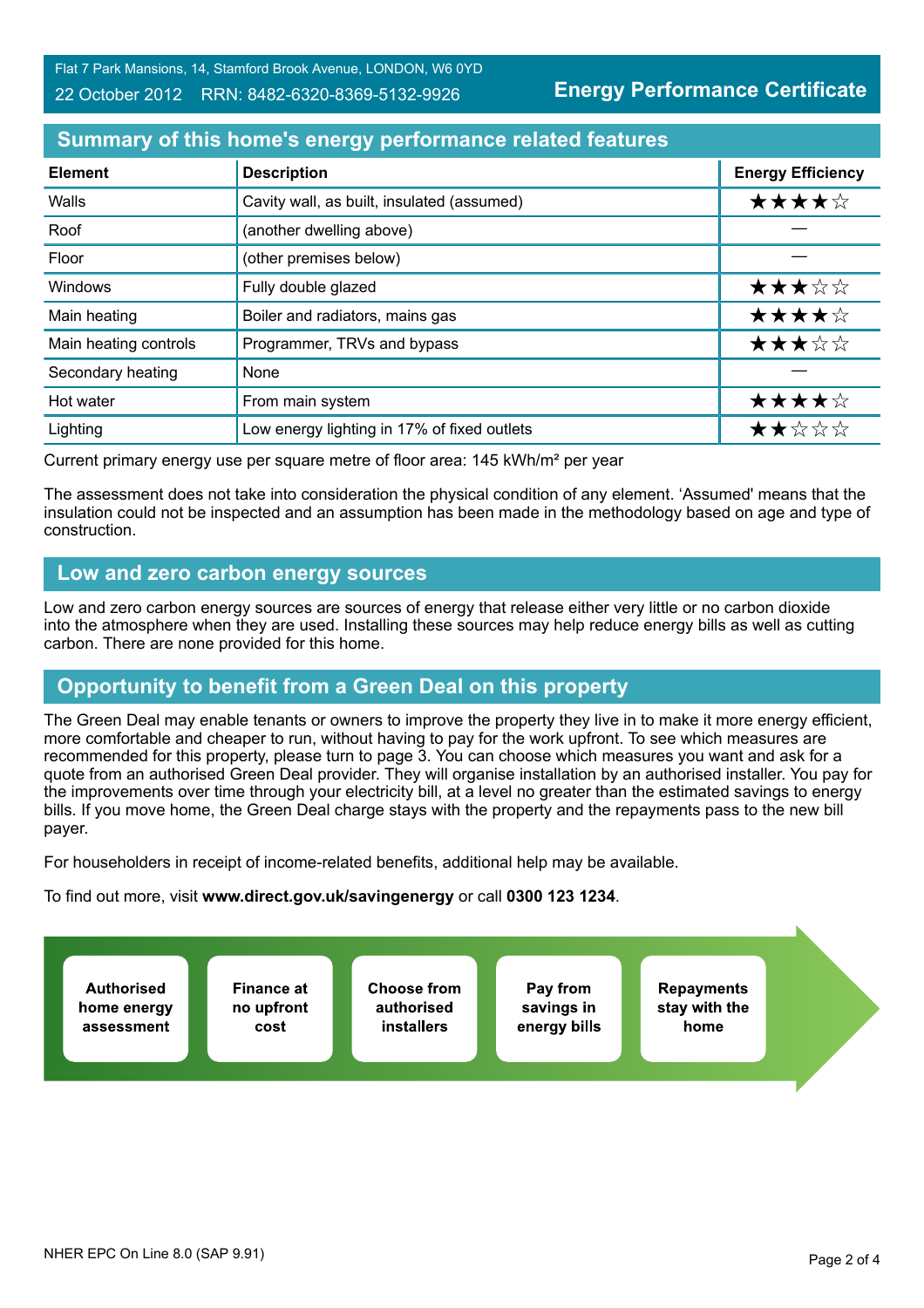Flat 7 Park Mansions, 14, Stamford Brook Avenue, LONDON, W6 0YD

22 October 2012 RRN: 8482-6320-8369-5132-9926

**Energy Performance Certificate**

## Summary of this home's energy performance related features

| Element | Description | Energy Efficiency |
|---|---|---|
| Walls | Cavity wall, as built, insulated (assumed) | ★★★★☆ |
| Roof | (another dwelling above) | — |
| Floor | (other premises below) | — |
| Windows | Fully double glazed | ★★★☆☆ |
| Main heating | Boiler and radiators, mains gas | ★★★★☆ |
| Main heating controls | Programmer, TRVs and bypass | ★★★☆☆ |
| Secondary heating | None | — |
| Hot water | From main system | ★★★★☆ |
| Lighting | Low energy lighting in 17% of fixed outlets | ★★☆☆☆ |

Current primary energy use per square metre of floor area: 145 kWh/m² per year

The assessment does not take into consideration the physical condition of any element. 'Assumed' means that the insulation could not be inspected and an assumption has been made in the methodology based on age and type of construction.

## Low and zero carbon energy sources

Low and zero carbon energy sources are sources of energy that release either very little or no carbon dioxide into the atmosphere when they are used. Installing these sources may help reduce energy bills as well as cutting carbon. There are none provided for this home.

## Opportunity to benefit from a Green Deal on this property

The Green Deal may enable tenants or owners to improve the property they live in to make it more energy efficient, more comfortable and cheaper to run, without having to pay for the work upfront. To see which measures are recommended for this property, please turn to page 3. You can choose which measures you want and ask for a quote from an authorised Green Deal provider. They will organise installation by an authorised installer. You pay for the improvements over time through your electricity bill, at a level no greater than the estimated savings to energy bills. If you move home, the Green Deal charge stays with the property and the repayments pass to the new bill payer.

For householders in receipt of income-related benefits, additional help may be available.

To find out more, visit **www.direct.gov.uk/savingenergy** or call **0300 123 1234**.

**Authorised home energy assessment** → **Finance at no upfront cost** → **Choose from authorised installers** → **Pay from savings in energy bills** → **Repayments stay with the home**

NHER EPC On Line 8.0 (SAP 9.91)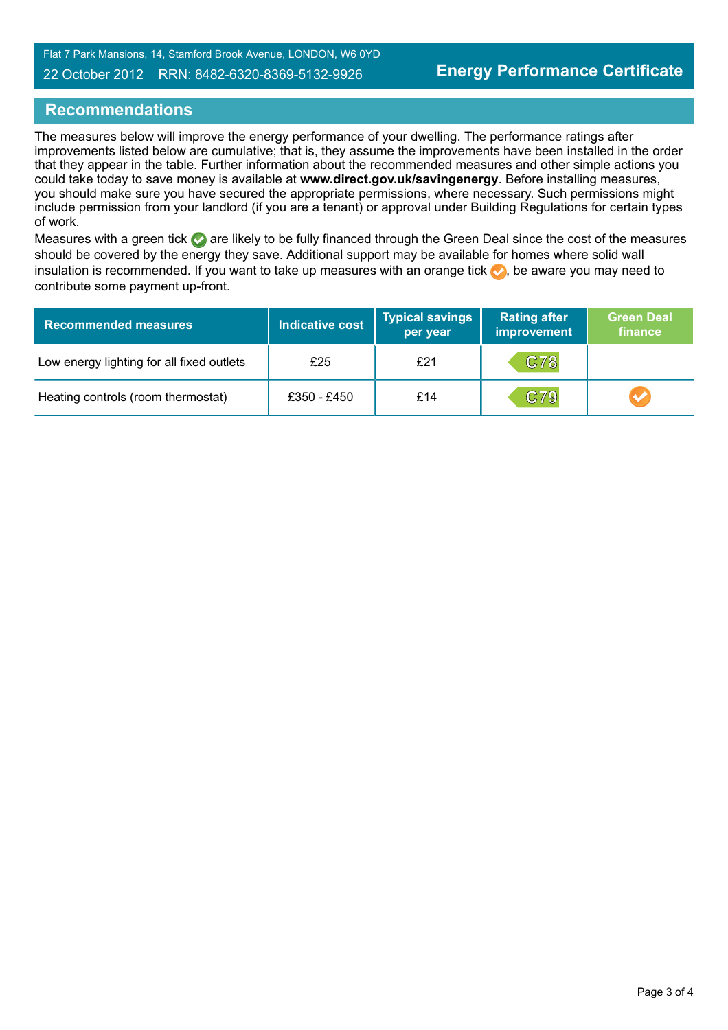## Recommendations

The measures below will improve the energy performance of your dwelling. The performance ratings after improvements listed below are cumulative; that is, they assume the improvements have been installed in the order that they appear in the table. Further information about the recommended measures and other simple actions you could take today to save money is available at **www.direct.gov.uk/savingenergy**. Before installing measures, you should make sure you have secured the appropriate permissions, where necessary. Such permissions might include permission from your landlord (if you are a tenant) or approval under Building Regulations for certain types of work.

Measures with a green tick are likely to be fully financed through the Green Deal since the cost of the measures should be covered by the energy they save. Additional support may be available for homes where solid wall insulation is recommended. If you want to take up measures with an orange tick, be aware you may need to contribute some payment up-front.

| Recommended measures | Indicative cost | Typical savings per year | Rating after improvement | Green Deal finance |
|---|---|---|---|---|
| Low energy lighting for all fixed outlets | £25 | £21 | C78 | |
| Heating controls (room thermostat) | £350 - £450 | £14 | C79 | Orange tick |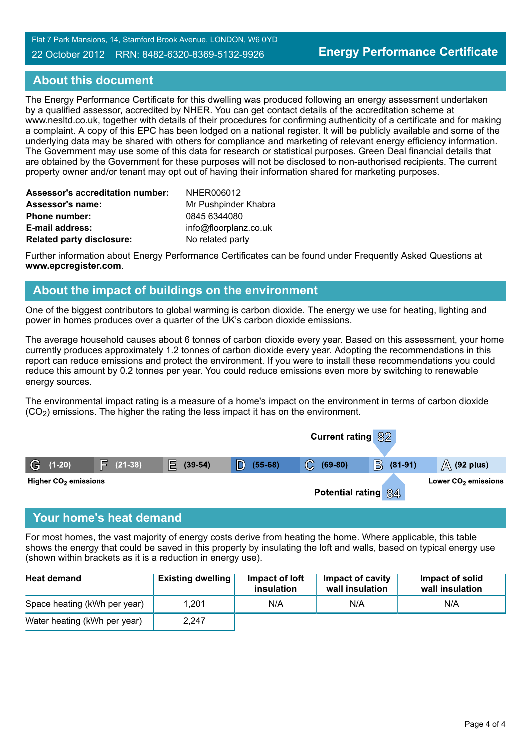Flat 7 Park Mansions, 14, Stamford Brook Avenue, LONDON, W6 0YD

22 October 2012 RRN: 8482-6320-8369-5132-9926

**Energy Performance Certificate**

## About this document

The Energy Performance Certificate for this dwelling was produced following an energy assessment undertaken by a qualified assessor, accredited by NHER. You can get contact details of the accreditation scheme at www.nesltd.co.uk, together with details of their procedures for confirming authenticity of a certificate and for making a complaint. A copy of this EPC has been lodged on a national register. It will be publicly available and some of the underlying data may be shared with others for compliance and marketing of relevant energy efficiency information. The Government may use some of this data for research or statistical purposes. Green Deal financial details that are obtained by the Government for these purposes will not be disclosed to non-authorised recipients. The current property owner and/or tenant may opt out of having their information shared for marketing purposes.

| | |
|---|---|
| **Assessor's accreditation number:** | NHER006012 |
| **Assessor's name:** | Mr Pushpinder Khabra |
| **Phone number:** | 0845 6344080 |
| **E-mail address:** | info@floorplanz.co.uk |
| **Related party disclosure:** | No related party |

Further information about Energy Performance Certificates can be found under Frequently Asked Questions at **www.epcregister.com**.

## About the impact of buildings on the environment

One of the biggest contributors to global warming is carbon dioxide. The energy we use for heating, lighting and power in homes produces over a quarter of the UK's carbon dioxide emissions.

The average household causes about 6 tonnes of carbon dioxide every year. Based on this assessment, your home currently produces approximately 1.2 tonnes of carbon dioxide every year. Adopting the recommendations in this report can reduce emissions and protect the environment. If you were to install these recommendations you could reduce this amount by 0.2 tonnes per year. You could reduce emissions even more by switching to renewable energy sources.

The environmental impact rating is a measure of a home's impact on the environment in terms of carbon dioxide ($CO_2$) emissions. The higher the rating the less impact it has on the environment.

Current rating 82

G (1-20) F (21-38) E (39-54) D (55-68) C (69-80) B (81-91) A (92 plus)

Higher $CO_2$ emissions

Lower $CO_2$ emissions

Potential rating 84

## Your home's heat demand

For most homes, the vast majority of energy costs derive from heating the home. Where applicable, this table shows the energy that could be saved in this property by insulating the loft and walls, based on typical energy use (shown within brackets as it is a reduction in energy use).

| Heat demand | Existing dwelling | Impact of loft insulation | Impact of cavity wall insulation | Impact of solid wall insulation |
|---|---|---|---|---|
| Space heating (kWh per year) | 1,201 | N/A | N/A | N/A |
| Water heating (kWh per year) | 2,247 | | | |